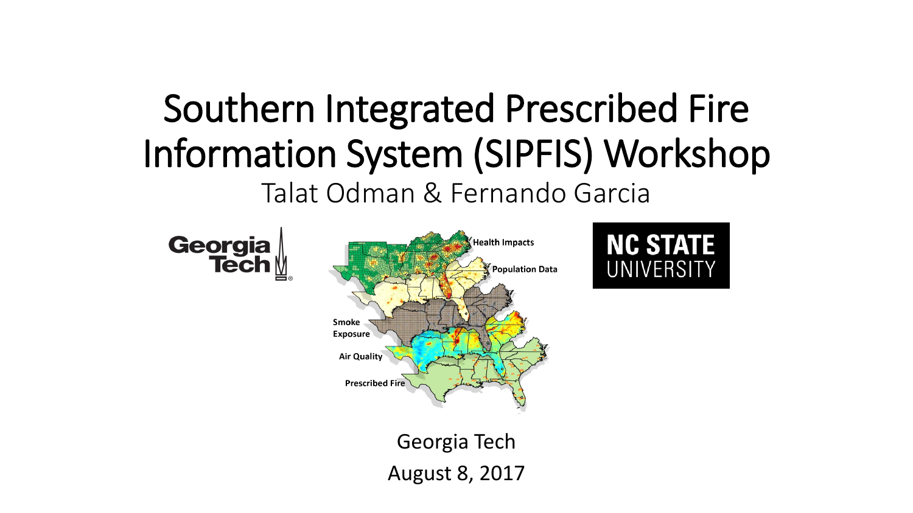# Southern Integrated Prescribed Fire Information System (SIPFIS) Workshop

Talat Odman & Fernando Garcia

Georgia Tech

August 8, 2017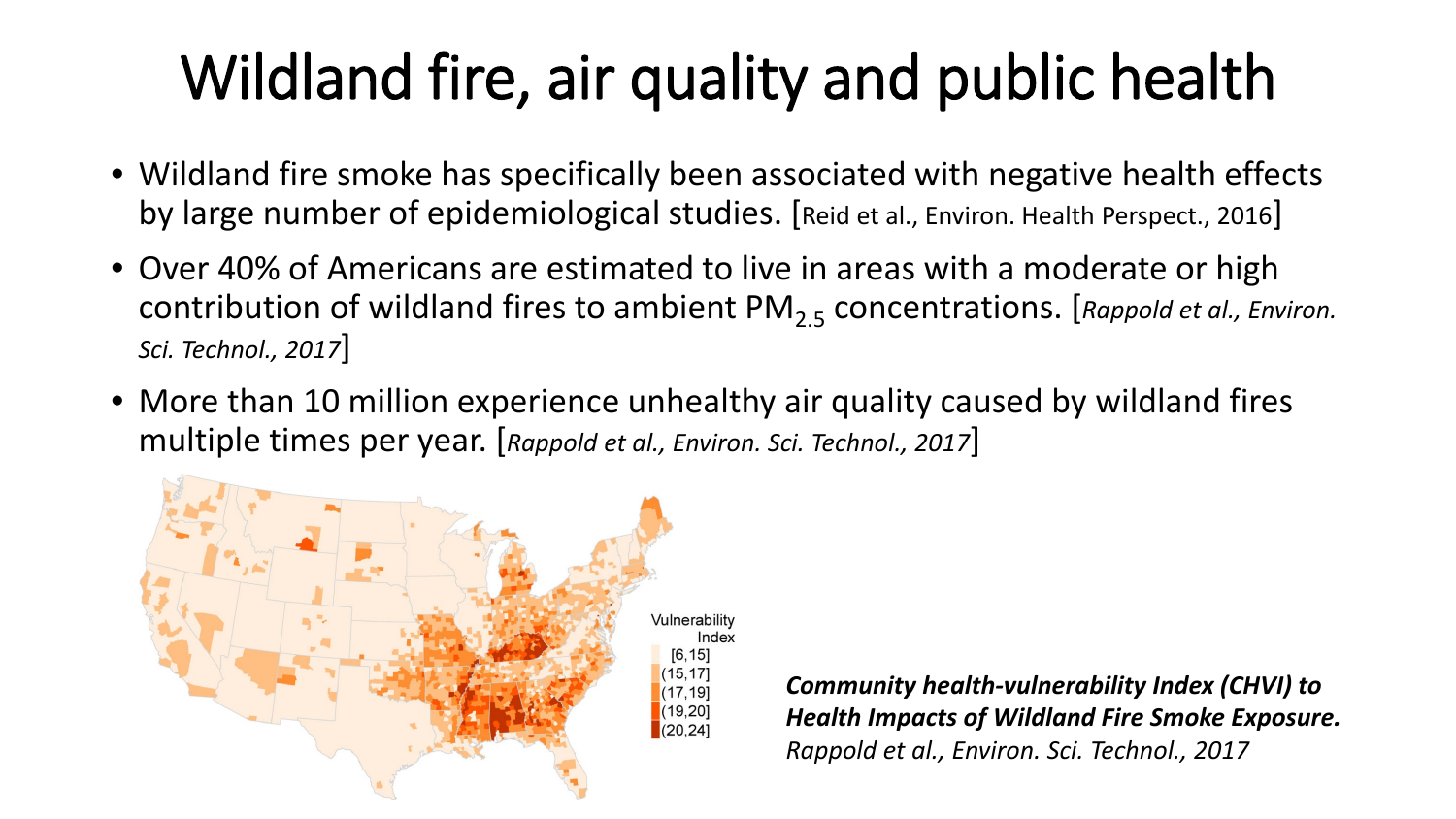# Wildland fire, air quality and public health

- Wildland fire smoke has specifically been associated with negative health effects by large number of epidemiological studies. [Reid et al., Environ. Health Perspect., 2016]
- Over 40% of Americans are estimated to live in areas with a moderate or high contribution of wildland fires to ambient $PM_{2.5}$ concentrations. [*Rappold et al., Environ. Sci. Technol., 2017*]
- More than 10 million experience unhealthy air quality caused by wildland fires multiple times per year. [*Rappold et al., Environ. Sci. Technol., 2017*]

***Community health-vulnerability Index (CHVI) to Health Impacts of Wildland Fire Smoke Exposure.***
*Rappold et al., Environ. Sci. Technol., 2017*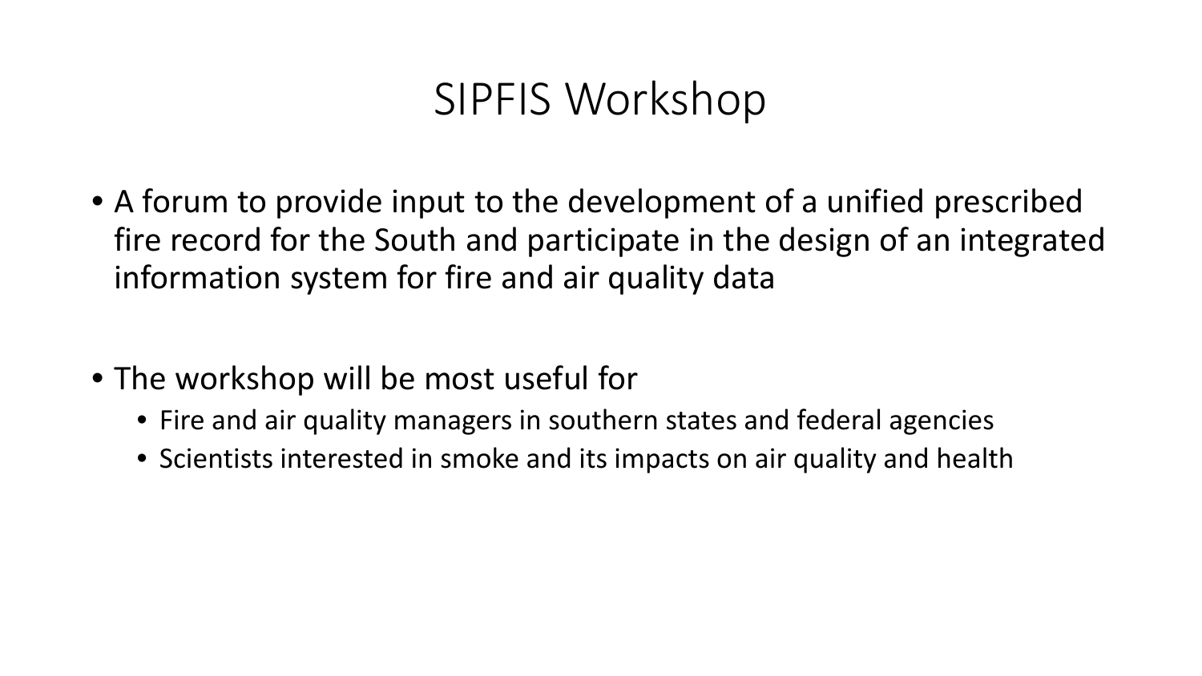# SIPFIS Workshop

- A forum to provide input to the development of a unified prescribed fire record for the South and participate in the design of an integrated information system for fire and air quality data

- The workshop will be most useful for
  - Fire and air quality managers in southern states and federal agencies
  - Scientists interested in smoke and its impacts on air quality and health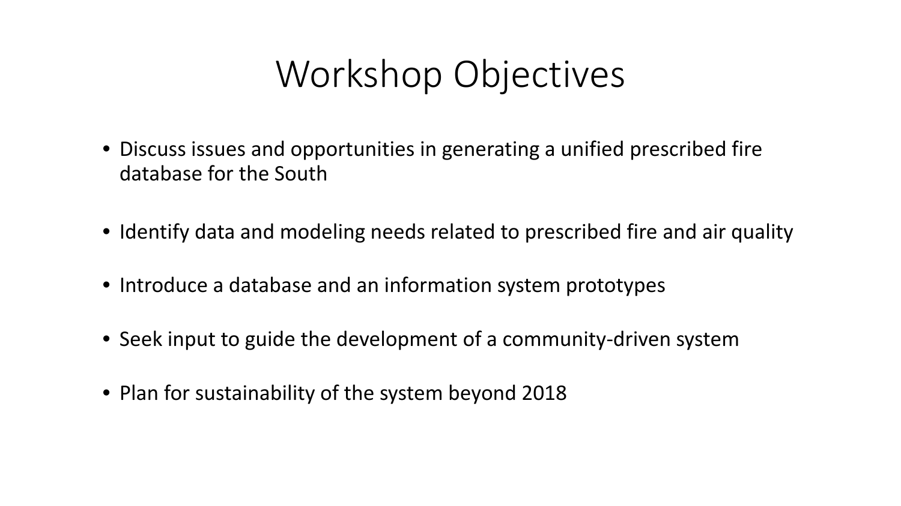# Workshop Objectives

- Discuss issues and opportunities in generating a unified prescribed fire database for the South
- Identify data and modeling needs related to prescribed fire and air quality
- Introduce a database and an information system prototypes
- Seek input to guide the development of a community-driven system
- Plan for sustainability of the system beyond 2018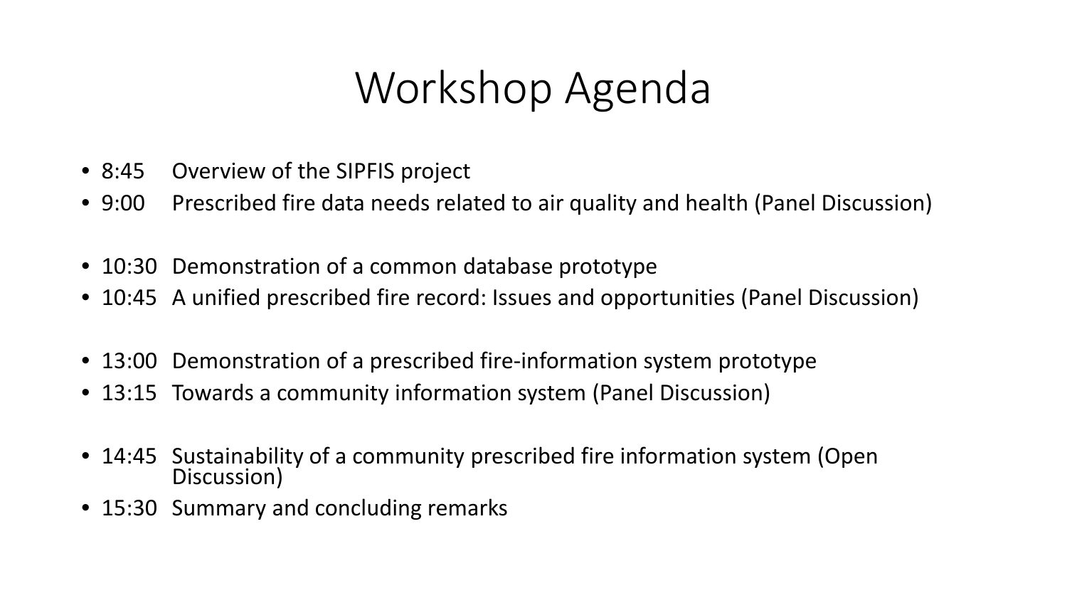# Workshop Agenda

- 8:45 Overview of the SIPFIS project
- 9:00 Prescribed fire data needs related to air quality and health (Panel Discussion)

- 10:30 Demonstration of a common database prototype
- 10:45 A unified prescribed fire record: Issues and opportunities (Panel Discussion)

- 13:00 Demonstration of a prescribed fire-information system prototype
- 13:15 Towards a community information system (Panel Discussion)

- 14:45 Sustainability of a community prescribed fire information system (Open Discussion)
- 15:30 Summary and concluding remarks